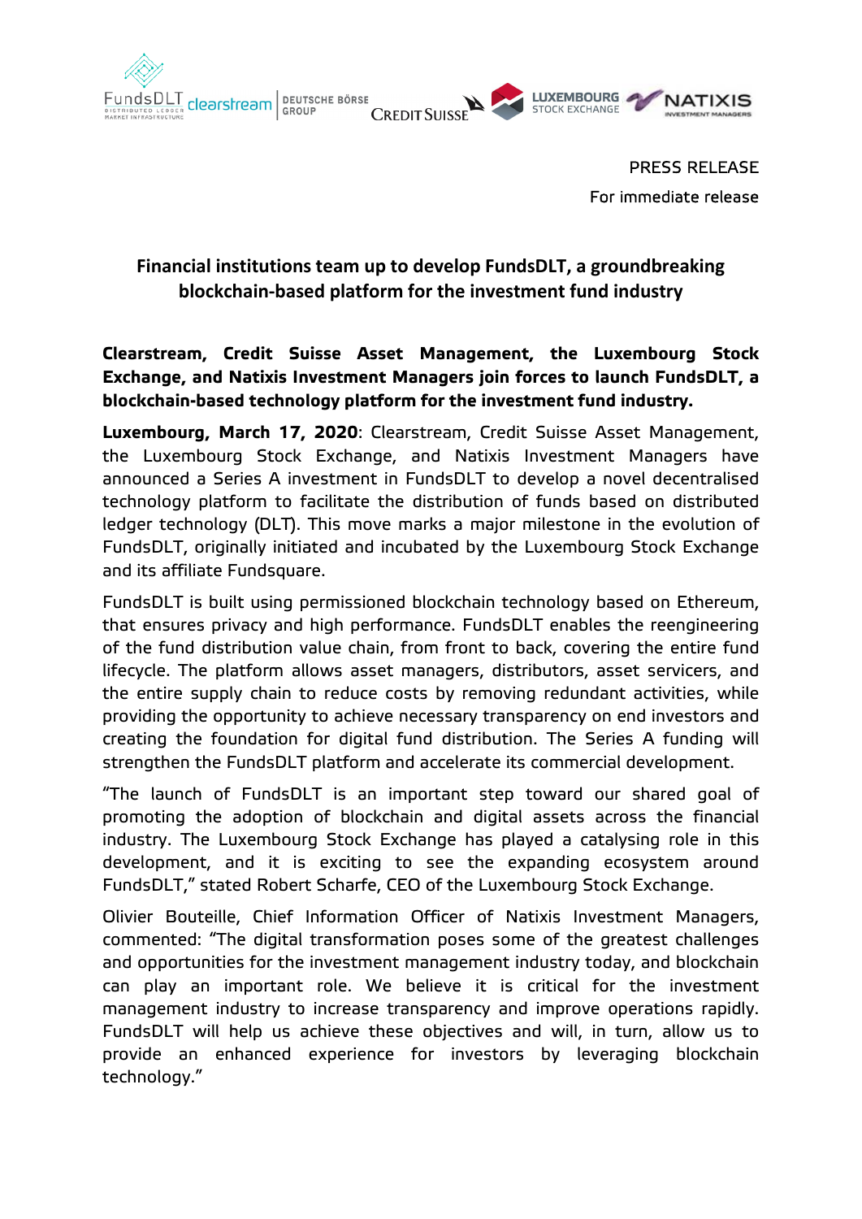PRESS RELEASE

For immediate release

# Financial institutions team up to develop FundsDLT, a groundbreaking blockchain-based platform for the investment fund industry

**Clearstream, Credit Suisse Asset Management, the Luxembourg Stock Exchange, and Natixis Investment Managers join forces to launch FundsDLT, a blockchain-based technology platform for the investment fund industry.**

**Luxembourg, March 17, 2020**: Clearstream, Credit Suisse Asset Management, the Luxembourg Stock Exchange, and Natixis Investment Managers have announced a Series A investment in FundsDLT to develop a novel decentralised technology platform to facilitate the distribution of funds based on distributed ledger technology (DLT). This move marks a major milestone in the evolution of FundsDLT, originally initiated and incubated by the Luxembourg Stock Exchange and its affiliate Fundsquare.

FundsDLT is built using permissioned blockchain technology based on Ethereum, that ensures privacy and high performance. FundsDLT enables the reengineering of the fund distribution value chain, from front to back, covering the entire fund lifecycle. The platform allows asset managers, distributors, asset servicers, and the entire supply chain to reduce costs by removing redundant activities, while providing the opportunity to achieve necessary transparency on end investors and creating the foundation for digital fund distribution. The Series A funding will strengthen the FundsDLT platform and accelerate its commercial development.

"The launch of FundsDLT is an important step toward our shared goal of promoting the adoption of blockchain and digital assets across the financial industry. The Luxembourg Stock Exchange has played a catalysing role in this development, and it is exciting to see the expanding ecosystem around FundsDLT," stated Robert Scharfe, CEO of the Luxembourg Stock Exchange.

Olivier Bouteille, Chief Information Officer of Natixis Investment Managers, commented: "The digital transformation poses some of the greatest challenges and opportunities for the investment management industry today, and blockchain can play an important role. We believe it is critical for the investment management industry to increase transparency and improve operations rapidly. FundsDLT will help us achieve these objectives and will, in turn, allow us to provide an enhanced experience for investors by leveraging blockchain technology."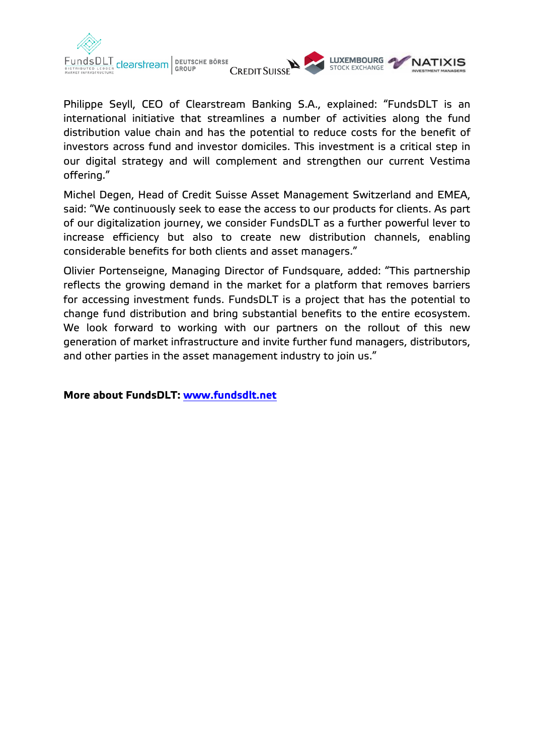Philippe Seyll, CEO of Clearstream Banking S.A., explained: "FundsDLT is an international initiative that streamlines a number of activities along the fund distribution value chain and has the potential to reduce costs for the benefit of investors across fund and investor domiciles. This investment is a critical step in our digital strategy and will complement and strengthen our current Vestima offering."

Michel Degen, Head of Credit Suisse Asset Management Switzerland and EMEA, said: "We continuously seek to ease the access to our products for clients. As part of our digitalization journey, we consider FundsDLT as a further powerful lever to increase efficiency but also to create new distribution channels, enabling considerable benefits for both clients and asset managers."

Olivier Portenseigne, Managing Director of Fundsquare, added: "This partnership reflects the growing demand in the market for a platform that removes barriers for accessing investment funds. FundsDLT is a project that has the potential to change fund distribution and bring substantial benefits to the entire ecosystem. We look forward to working with our partners on the rollout of this new generation of market infrastructure and invite further fund managers, distributors, and other parties in the asset management industry to join us."

**More about FundsDLT: [www.fundsdlt.net](http://www.fundsdlt.net)**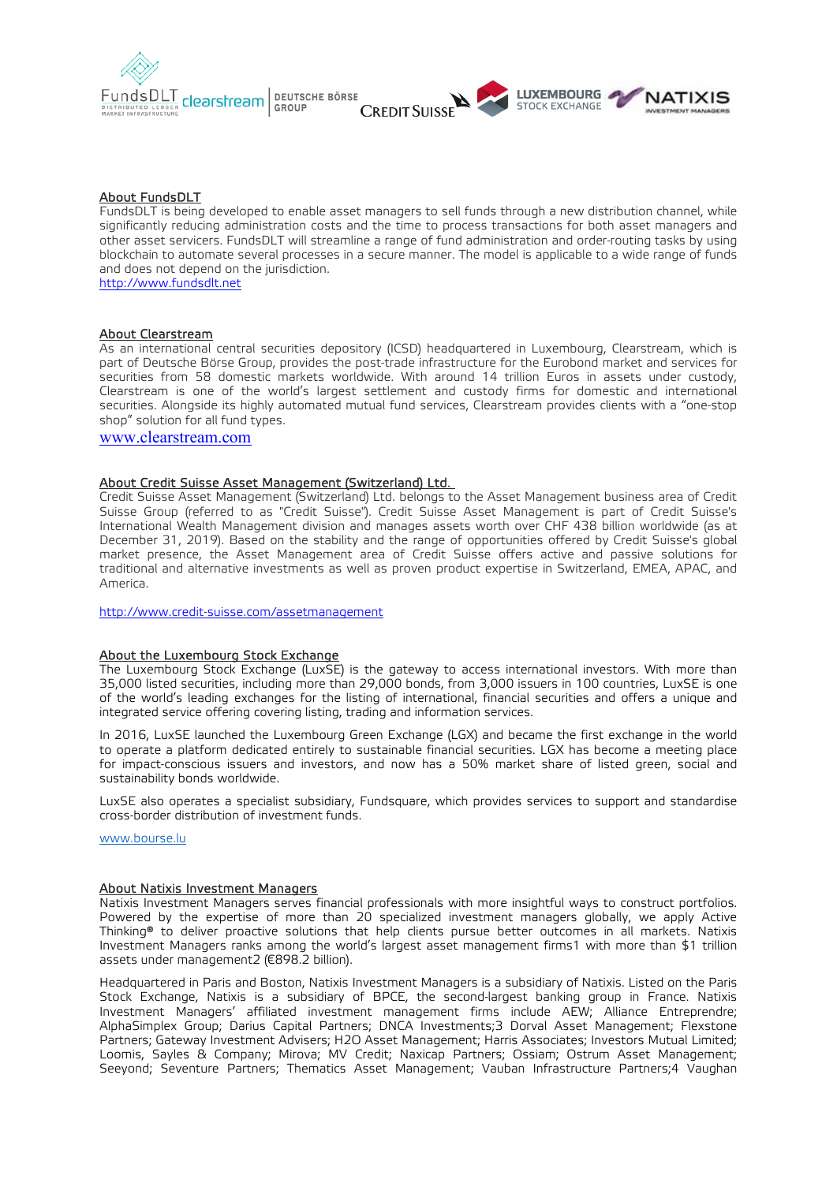## About FundsDLT

FundsDLT is being developed to enable asset managers to sell funds through a new distribution channel, while significantly reducing administration costs and the time to process transactions for both asset managers and other asset servicers. FundsDLT will streamline a range of fund administration and order-routing tasks by using blockchain to automate several processes in a secure manner. The model is applicable to a wide range of funds and does not depend on the jurisdiction.

http://www.fundsdlt.net

## About Clearstream

As an international central securities depository (ICSD) headquartered in Luxembourg, Clearstream, which is part of Deutsche Börse Group, provides the post-trade infrastructure for the Eurobond market and services for securities from 58 domestic markets worldwide. With around 14 trillion Euros in assets under custody, Clearstream is one of the world's largest settlement and custody firms for domestic and international securities. Alongside its highly automated mutual fund services, Clearstream provides clients with a "one-stop shop" solution for all fund types.

www.clearstream.com

## About Credit Suisse Asset Management (Switzerland) Ltd.

Credit Suisse Asset Management (Switzerland) Ltd. belongs to the Asset Management business area of Credit Suisse Group (referred to as "Credit Suisse"). Credit Suisse Asset Management is part of Credit Suisse's International Wealth Management division and manages assets worth over CHF 438 billion worldwide (as at December 31, 2019). Based on the stability and the range of opportunities offered by Credit Suisse's global market presence, the Asset Management area of Credit Suisse offers active and passive solutions for traditional and alternative investments as well as proven product expertise in Switzerland, EMEA, APAC, and America.

http://www.credit-suisse.com/assetmanagement

## About the Luxembourg Stock Exchange

The Luxembourg Stock Exchange (LuxSE) is the gateway to access international investors. With more than 35,000 listed securities, including more than 29,000 bonds, from 3,000 issuers in 100 countries, LuxSE is one of the world's leading exchanges for the listing of international, financial securities and offers a unique and integrated service offering covering listing, trading and information services.

In 2016, LuxSE launched the Luxembourg Green Exchange (LGX) and became the first exchange in the world to operate a platform dedicated entirely to sustainable financial securities. LGX has become a meeting place for impact-conscious issuers and investors, and now has a 50% market share of listed green, social and sustainability bonds worldwide.

LuxSE also operates a specialist subsidiary, Fundsquare, which provides services to support and standardise cross-border distribution of investment funds.

www.bourse.lu

## About Natixis Investment Managers

Natixis Investment Managers serves financial professionals with more insightful ways to construct portfolios. Powered by the expertise of more than 20 specialized investment managers globally, we apply Active Thinking® to deliver proactive solutions that help clients pursue better outcomes in all markets. Natixis Investment Managers ranks among the world's largest asset management firms[1] with more than \$1 trillion assets under management[2] (€898.2 billion).

Headquartered in Paris and Boston, Natixis Investment Managers is a subsidiary of Natixis. Listed on the Paris Stock Exchange, Natixis is a subsidiary of BPCE, the second-largest banking group in France. Natixis Investment Managers' affiliated investment management firms include AEW; Alliance Entreprendre; AlphaSimplex Group; Darius Capital Partners; DNCA Investments;[3] Dorval Asset Management; Flexstone Partners; Gateway Investment Advisers; H2O Asset Management; Harris Associates; Investors Mutual Limited; Loomis, Sayles & Company; Mirova; MV Credit; Naxicap Partners; Ossiam; Ostrum Asset Management; Seeyond; Seventure Partners; Thematics Asset Management; Vauban Infrastructure Partners;[4] Vaughan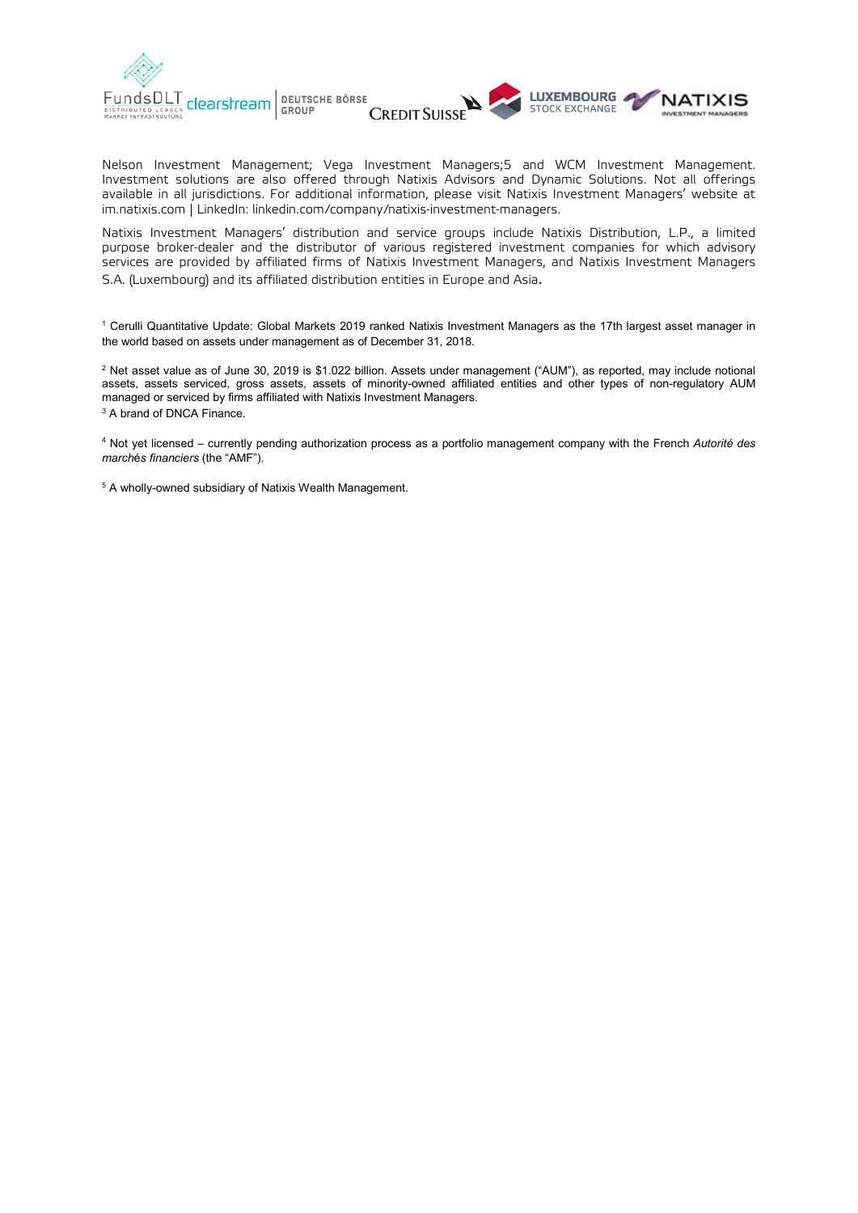Nelson Investment Management; Vega Investment Managers;5 and WCM Investment Management. Investment solutions are also offered through Natixis Advisors and Dynamic Solutions. Not all offerings available in all jurisdictions. For additional information, please visit Natixis Investment Managers' website at im.natixis.com | LinkedIn: linkedin.com/company/natixis-investment-managers.

Natixis Investment Managers' distribution and service groups include Natixis Distribution, L.P., a limited purpose broker-dealer and the distributor of various registered investment companies for which advisory services are provided by affiliated firms of Natixis Investment Managers, and Natixis Investment Managers S.A. (Luxembourg) and its affiliated distribution entities in Europe and Asia.

[1] Cerulli Quantitative Update: Global Markets 2019 ranked Natixis Investment Managers as the 17th largest asset manager in the world based on assets under management as of December 31, 2018.

[2] Net asset value as of June 30, 2019 is $1.022 billion. Assets under management ("AUM"), as reported, may include notional assets, assets serviced, gross assets, assets of minority-owned affiliated entities and other types of non-regulatory AUM managed or serviced by firms affiliated with Natixis Investment Managers.

[3] A brand of DNCA Finance.

[4] Not yet licensed – currently pending authorization process as a portfolio management company with the French *Autorité des marchés financiers* (the "AMF").

[5] A wholly-owned subsidiary of Natixis Wealth Management.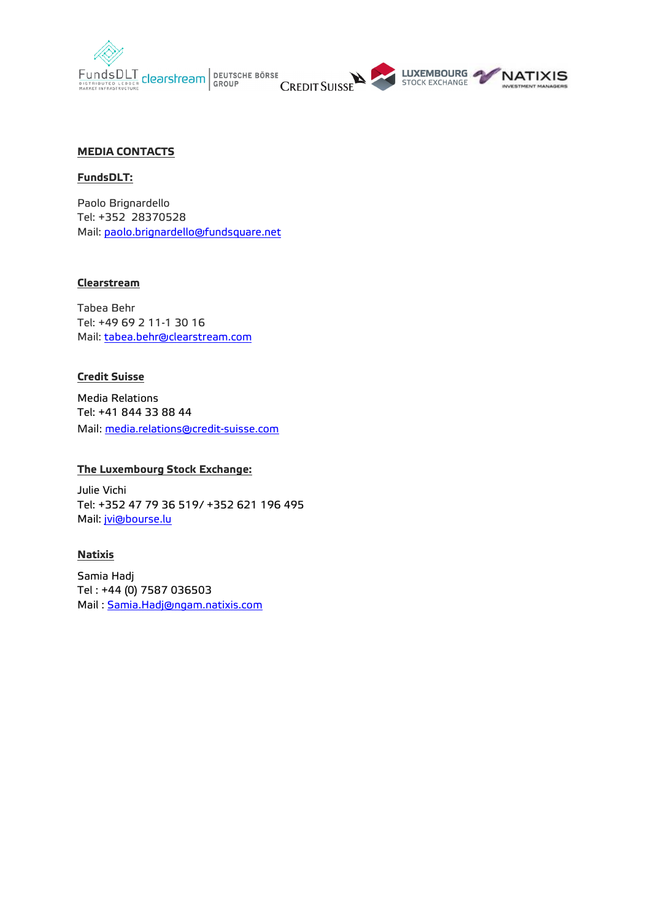**MEDIA CONTACTS**

**FundsDLT:**

Paolo Brignardello
Tel: +352  28370528
Mail: paolo.brignardello@fundsquare.net

**Clearstream**

Tabea Behr
Tel: +49 69 2 11-1 30 16
Mail: tabea.behr@clearstream.com

**Credit Suisse**

Media Relations
Tel: +41 844 33 88 44
Mail: media.relations@credit-suisse.com

**The Luxembourg Stock Exchange:**

Julie Vichi
Tel: +352 47 79 36 519/ +352 621 196 495
Mail: jvi@bourse.lu

**Natixis**

Samia Hadj
Tel : +44 (0) 7587 036503
Mail : Samia.Hadj@ngam.natixis.com